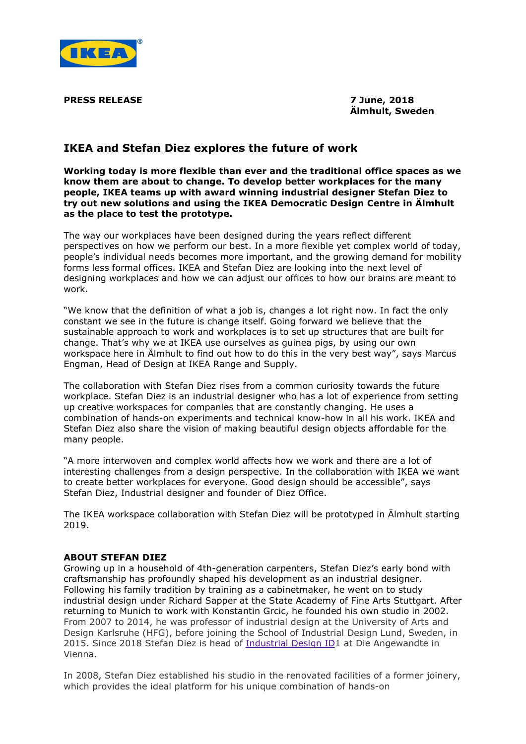**PRESS RELEASE**

**7 June, 2018**
**Älmhult, Sweden**

## IKEA and Stefan Diez explores the future of work

**Working today is more flexible than ever and the traditional office spaces as we know them are about to change. To develop better workplaces for the many people, IKEA teams up with award winning industrial designer Stefan Diez to try out new solutions and using the IKEA Democratic Design Centre in Älmhult as the place to test the prototype.**

The way our workplaces have been designed during the years reflect different perspectives on how we perform our best. In a more flexible yet complex world of today, people's individual needs becomes more important, and the growing demand for mobility forms less formal offices. IKEA and Stefan Diez are looking into the next level of designing workplaces and how we can adjust our offices to how our brains are meant to work.

"We know that the definition of what a job is, changes a lot right now. In fact the only constant we see in the future is change itself. Going forward we believe that the sustainable approach to work and workplaces is to set up structures that are built for change. That's why we at IKEA use ourselves as guinea pigs, by using our own workspace here in Älmhult to find out how to do this in the very best way", says Marcus Engman, Head of Design at IKEA Range and Supply.

The collaboration with Stefan Diez rises from a common curiosity towards the future workplace. Stefan Diez is an industrial designer who has a lot of experience from setting up creative workspaces for companies that are constantly changing. He uses a combination of hands-on experiments and technical know-how in all his work. IKEA and Stefan Diez also share the vision of making beautiful design objects affordable for the many people.

"A more interwoven and complex world affects how we work and there are a lot of interesting challenges from a design perspective. In the collaboration with IKEA we want to create better workplaces for everyone. Good design should be accessible", says Stefan Diez, Industrial designer and founder of Diez Office.

The IKEA workspace collaboration with Stefan Diez will be prototyped in Älmhult starting 2019.

**ABOUT STEFAN DIEZ**

Growing up in a household of 4th-generation carpenters, Stefan Diez's early bond with craftsmanship has profoundly shaped his development as an industrial designer. Following his family tradition by training as a cabinetmaker, he went on to study industrial design under Richard Sapper at the State Academy of Fine Arts Stuttgart. After returning to Munich to work with Konstantin Grcic, he founded his own studio in 2002. From 2007 to 2014, he was professor of industrial design at the University of Arts and Design Karlsruhe (HFG), before joining the School of Industrial Design Lund, Sweden, in 2015. Since 2018 Stefan Diez is head of Industrial Design ID1 at Die Angewandte in Vienna.

In 2008, Stefan Diez established his studio in the renovated facilities of a former joinery, which provides the ideal platform for his unique combination of hands-on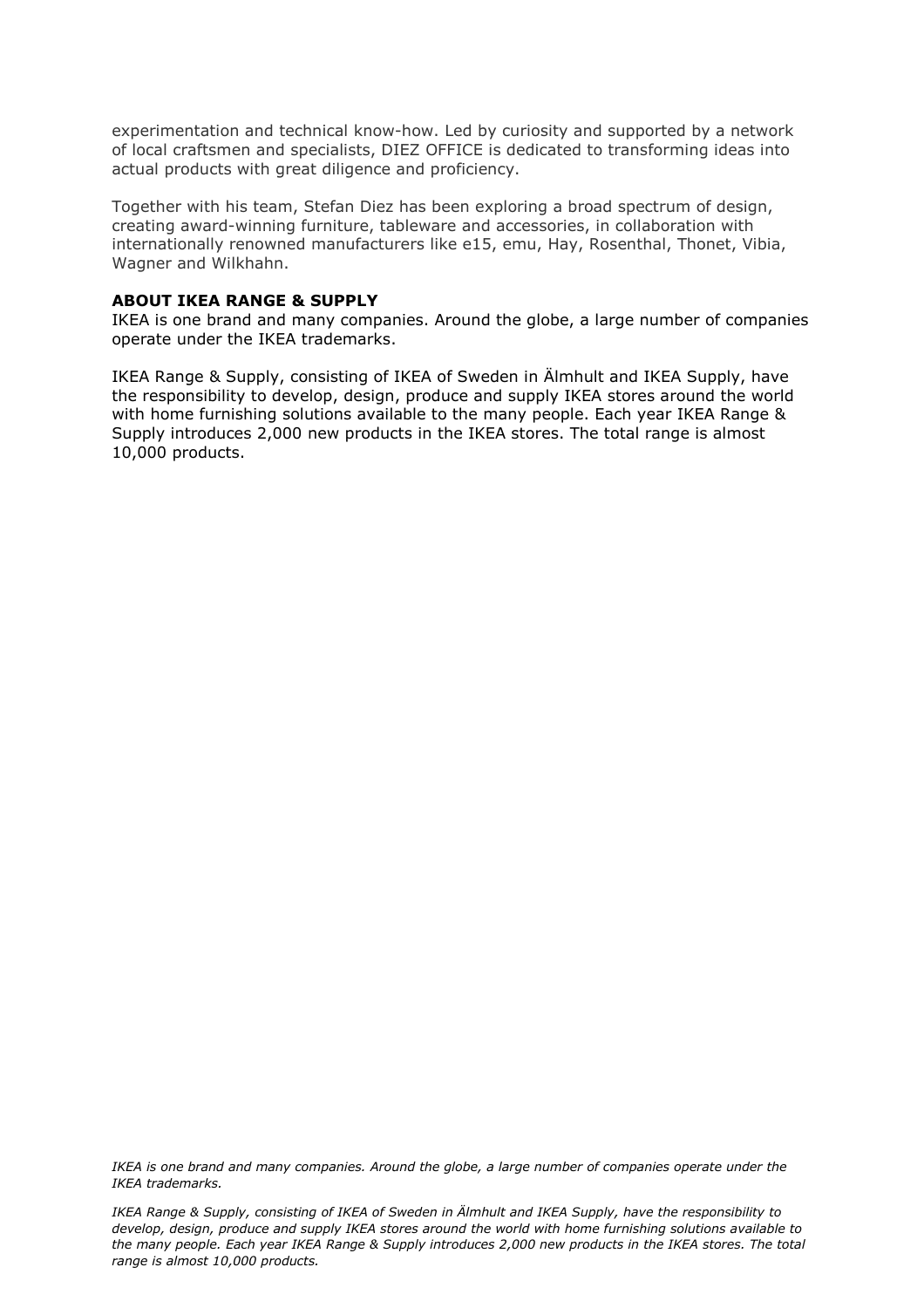experimentation and technical know-how. Led by curiosity and supported by a network of local craftsmen and specialists, DIEZ OFFICE is dedicated to transforming ideas into actual products with great diligence and proficiency.

Together with his team, Stefan Diez has been exploring a broad spectrum of design, creating award-winning furniture, tableware and accessories, in collaboration with internationally renowned manufacturers like e15, emu, Hay, Rosenthal, Thonet, Vibia, Wagner and Wilkhahn.

**ABOUT IKEA RANGE & SUPPLY**

IKEA is one brand and many companies. Around the globe, a large number of companies operate under the IKEA trademarks.

IKEA Range & Supply, consisting of IKEA of Sweden in Älmhult and IKEA Supply, have the responsibility to develop, design, produce and supply IKEA stores around the world with home furnishing solutions available to the many people. Each year IKEA Range & Supply introduces 2,000 new products in the IKEA stores. The total range is almost 10,000 products.

*IKEA is one brand and many companies. Around the globe, a large number of companies operate under the IKEA trademarks.*

*IKEA Range & Supply, consisting of IKEA of Sweden in Älmhult and IKEA Supply, have the responsibility to develop, design, produce and supply IKEA stores around the world with home furnishing solutions available to the many people. Each year IKEA Range & Supply introduces 2,000 new products in the IKEA stores. The total range is almost 10,000 products.*